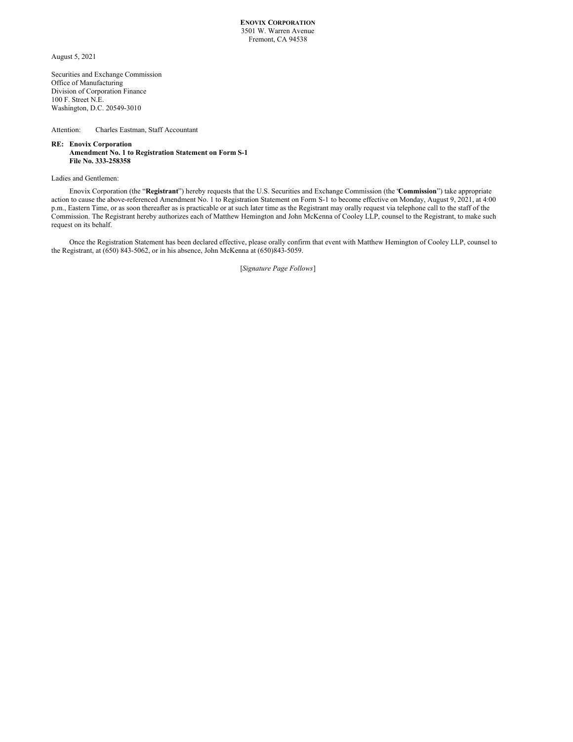**ENOVIX CORPORATION**
3501 W. Warren Avenue
Fremont, CA 94538

August 5, 2021

Securities and Exchange Commission
Office of Manufacturing
Division of Corporation Finance
100 F. Street N.E.
Washington, D.C. 20549-3010

Attention: Charles Eastman, Staff Accountant

**RE: Enovix Corporation**
**Amendment No. 1 to Registration Statement on Form S-1**
**File No. 333-258358**

Ladies and Gentlemen:

Enovix Corporation (the "**Registrant**") hereby requests that the U.S. Securities and Exchange Commission (the "**Commission**") take appropriate action to cause the above-referenced Amendment No. 1 to Registration Statement on Form S-1 to become effective on Monday, August 9, 2021, at 4:00 p.m., Eastern Time, or as soon thereafter as is practicable or at such later time as the Registrant may orally request via telephone call to the staff of the Commission. The Registrant hereby authorizes each of Matthew Hemington and John McKenna of Cooley LLP, counsel to the Registrant, to make such request on its behalf.

Once the Registration Statement has been declared effective, please orally confirm that event with Matthew Hemington of Cooley LLP, counsel to the Registrant, at (650) 843-5062, or in his absence, John McKenna at (650)843-5059.

[*Signature Page Follows*]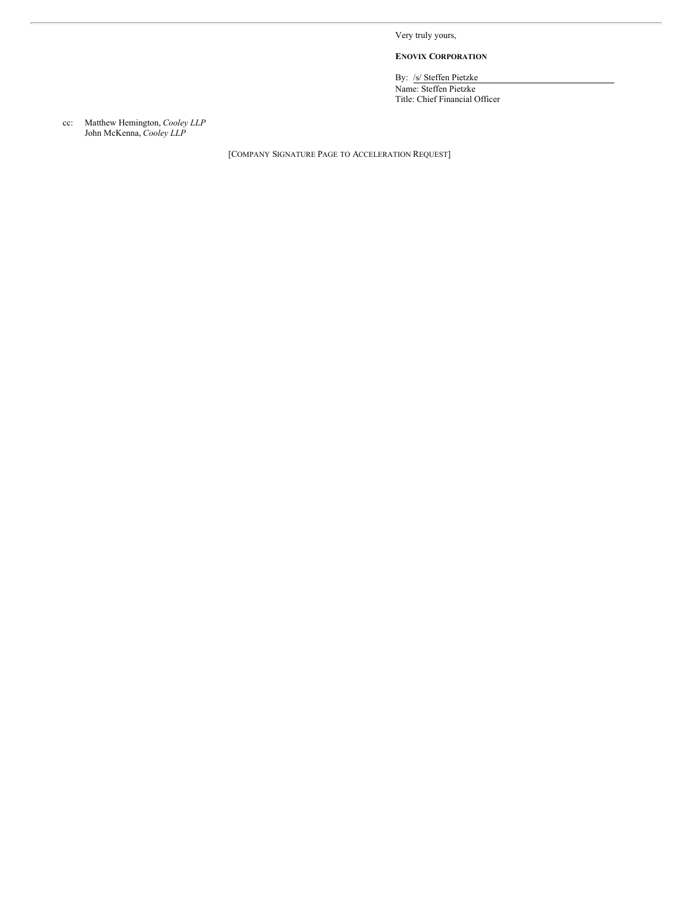Very truly yours,

**ENOVIX CORPORATION**

By: /s/ Steffen Pietzke
Name: Steffen Pietzke
Title: Chief Financial Officer

cc: Matthew Hemington, *Cooley LLP*
John McKenna, *Cooley LLP*

[COMPANY SIGNATURE PAGE TO ACCELERATION REQUEST]